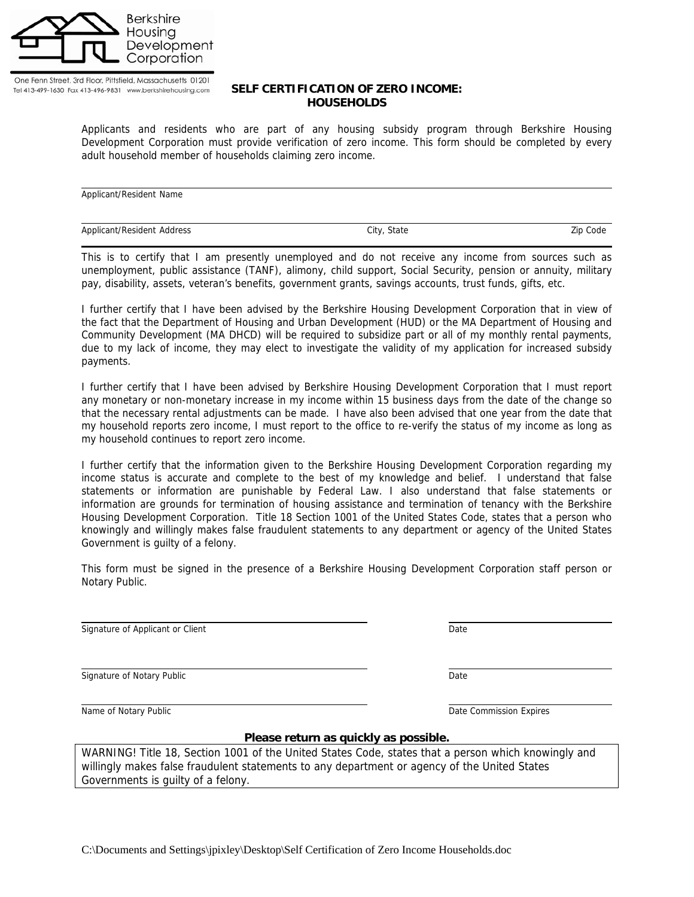Berkshire Housing Development Corporation

One Fenn Street, 3rd Floor, Pittsfield, Massachusetts 01201
Tel 413-499-1630 Fax 413-496-9831 www.berkshirehousing.com

## SELF CERTIFICATION OF ZERO INCOME: HOUSEHOLDS

Applicants and residents who are part of any housing subsidy program through Berkshire Housing Development Corporation must provide verification of zero income. This form should be completed by every adult household member of households claiming zero income.

\_\_\_\_\_\_\_\_\_\_\_\_\_\_\_\_\_\_\_\_\_\_\_\_\_\_\_\_\_\_\_\_\_\_\_\_\_\_\_\_
Applicant/Resident Name

\_\_\_\_\_\_\_\_\_\_\_\_\_\_\_\_\_\_\_\_\_\_\_\_\_\_\_\_\_\_\_\_\_\_\_\_\_\_\_\_
Applicant/Resident Address City, State Zip Code

This is to certify that I am presently unemployed and do not receive any income from sources such as unemployment, public assistance (TANF), alimony, child support, Social Security, pension or annuity, military pay, disability, assets, veteran's benefits, government grants, savings accounts, trust funds, gifts, etc.

I further certify that I have been advised by the Berkshire Housing Development Corporation that in view of the fact that the Department of Housing and Urban Development (HUD) or the MA Department of Housing and Community Development (MA DHCD) will be required to subsidize part or all of my monthly rental payments, due to my lack of income, they may elect to investigate the validity of my application for increased subsidy payments.

I further certify that I have been advised by Berkshire Housing Development Corporation that I must report any monetary or non-monetary increase in my income within 15 business days from the date of the change so that the necessary rental adjustments can be made. I have also been advised that one year from the date that my household reports zero income, I must report to the office to re-verify the status of my income as long as my household continues to report zero income.

I further certify that the information given to the Berkshire Housing Development Corporation regarding my income status is accurate and complete to the best of my knowledge and belief. I understand that false statements or information are punishable by Federal Law. I also understand that false statements or information are grounds for termination of housing assistance and termination of tenancy with the Berkshire Housing Development Corporation. Title 18 Section 1001 of the United States Code, states that a person who knowingly and willingly makes false fraudulent statements to any department or agency of the United States Government is guilty of a felony.

This form must be signed in the presence of a Berkshire Housing Development Corporation staff person or Notary Public.

\_\_\_\_\_\_\_\_\_\_\_\_\_\_\_\_\_\_\_\_\_\_\_\_\_\_\_\_\_\_\_\_\_\_\_\_\_\_\_\_ \_\_\_\_\_\_\_\_\_\_\_\_\_\_\_\_\_\_\_\_
Signature of Applicant or Client Date

\_\_\_\_\_\_\_\_\_\_\_\_\_\_\_\_\_\_\_\_\_\_\_\_\_\_\_\_\_\_\_\_\_\_\_\_\_\_\_\_ \_\_\_\_\_\_\_\_\_\_\_\_\_\_\_\_\_\_\_\_
Signature of Notary Public Date

\_\_\_\_\_\_\_\_\_\_\_\_\_\_\_\_\_\_\_\_\_\_\_\_\_\_\_\_\_\_\_\_\_\_\_\_\_\_\_\_ \_\_\_\_\_\_\_\_\_\_\_\_\_\_\_\_\_\_\_\_
Name of Notary Public Date Commission Expires

**Please return as quickly as possible.**

WARNING! Title 18, Section 1001 of the United States Code, states that a person which knowingly and willingly makes false fraudulent statements to any department or agency of the United States Governments is guilty of a felony.

C:\Documents and Settings\jpixley\Desktop\Self Certification of Zero Income Households.doc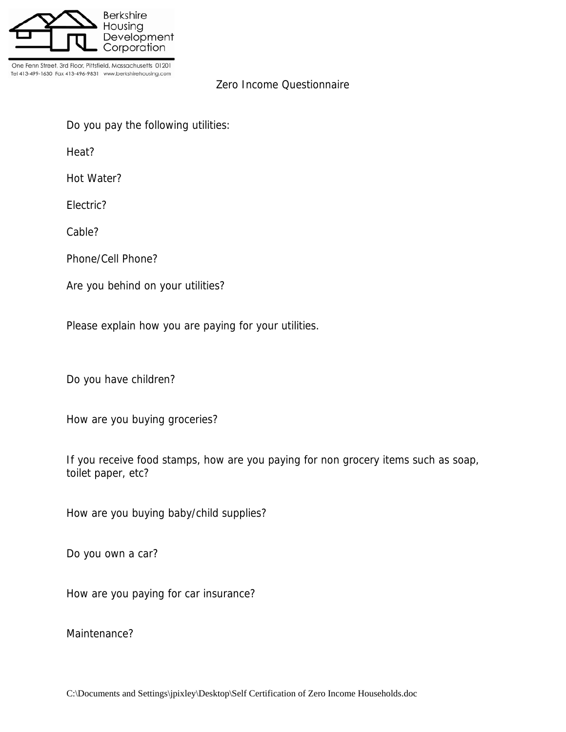Berkshire Housing Development Corporation

One Fenn Street, 3rd Floor, Pittsfield, Massachusetts 01201
Tel 413-499-1630 Fax 413-496-9831 www.berkshirehousing.com

# Zero Income Questionnaire

Do you pay the following utilities:

Heat?

Hot Water?

Electric?

Cable?

Phone/Cell Phone?

Are you behind on your utilities?

Please explain how you are paying for your utilities.

Do you have children?

How are you buying groceries?

If you receive food stamps, how are you paying for non grocery items such as soap, toilet paper, etc?

How are you buying baby/child supplies?

Do you own a car?

How are you paying for car insurance?

Maintenance?

C:\Documents and Settings\jpixley\Desktop\Self Certification of Zero Income Households.doc